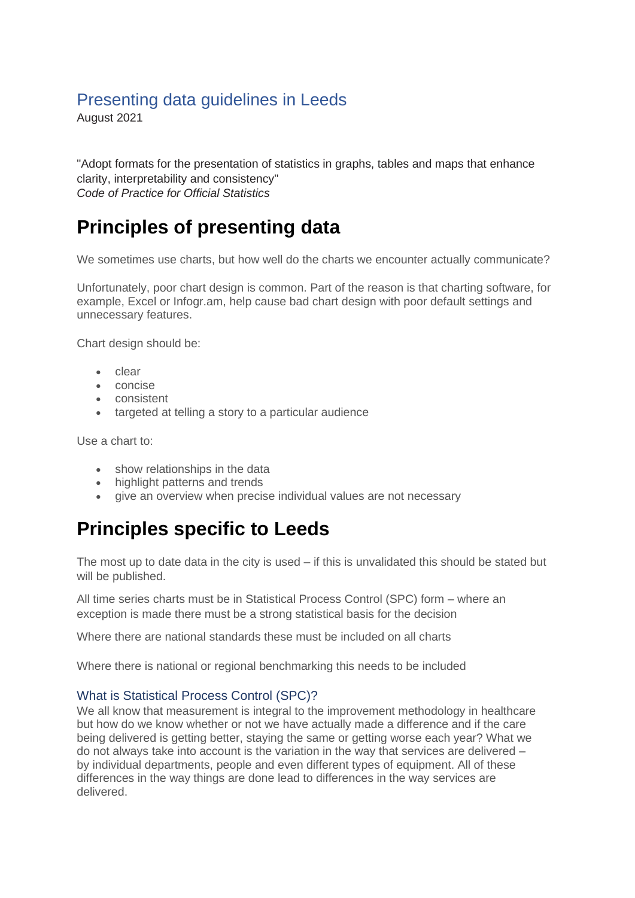# Presenting data guidelines in Leeds

August 2021

"Adopt formats for the presentation of statistics in graphs, tables and maps that enhance clarity, interpretability and consistency"
*Code of Practice for Official Statistics*

## Principles of presenting data

We sometimes use charts, but how well do the charts we encounter actually communicate?

Unfortunately, poor chart design is common. Part of the reason is that charting software, for example, Excel or Infogr.am, help cause bad chart design with poor default settings and unnecessary features.

Chart design should be:

- clear
- concise
- consistent
- targeted at telling a story to a particular audience

Use a chart to:

- show relationships in the data
- highlight patterns and trends
- give an overview when precise individual values are not necessary

## Principles specific to Leeds

The most up to date data in the city is used – if this is unvalidated this should be stated but will be published.

All time series charts must be in Statistical Process Control (SPC) form – where an exception is made there must be a strong statistical basis for the decision

Where there are national standards these must be included on all charts

Where there is national or regional benchmarking this needs to be included

### What is Statistical Process Control (SPC)?

We all know that measurement is integral to the improvement methodology in healthcare but how do we know whether or not we have actually made a difference and if the care being delivered is getting better, staying the same or getting worse each year? What we do not always take into account is the variation in the way that services are delivered – by individual departments, people and even different types of equipment. All of these differences in the way things are done lead to differences in the way services are delivered.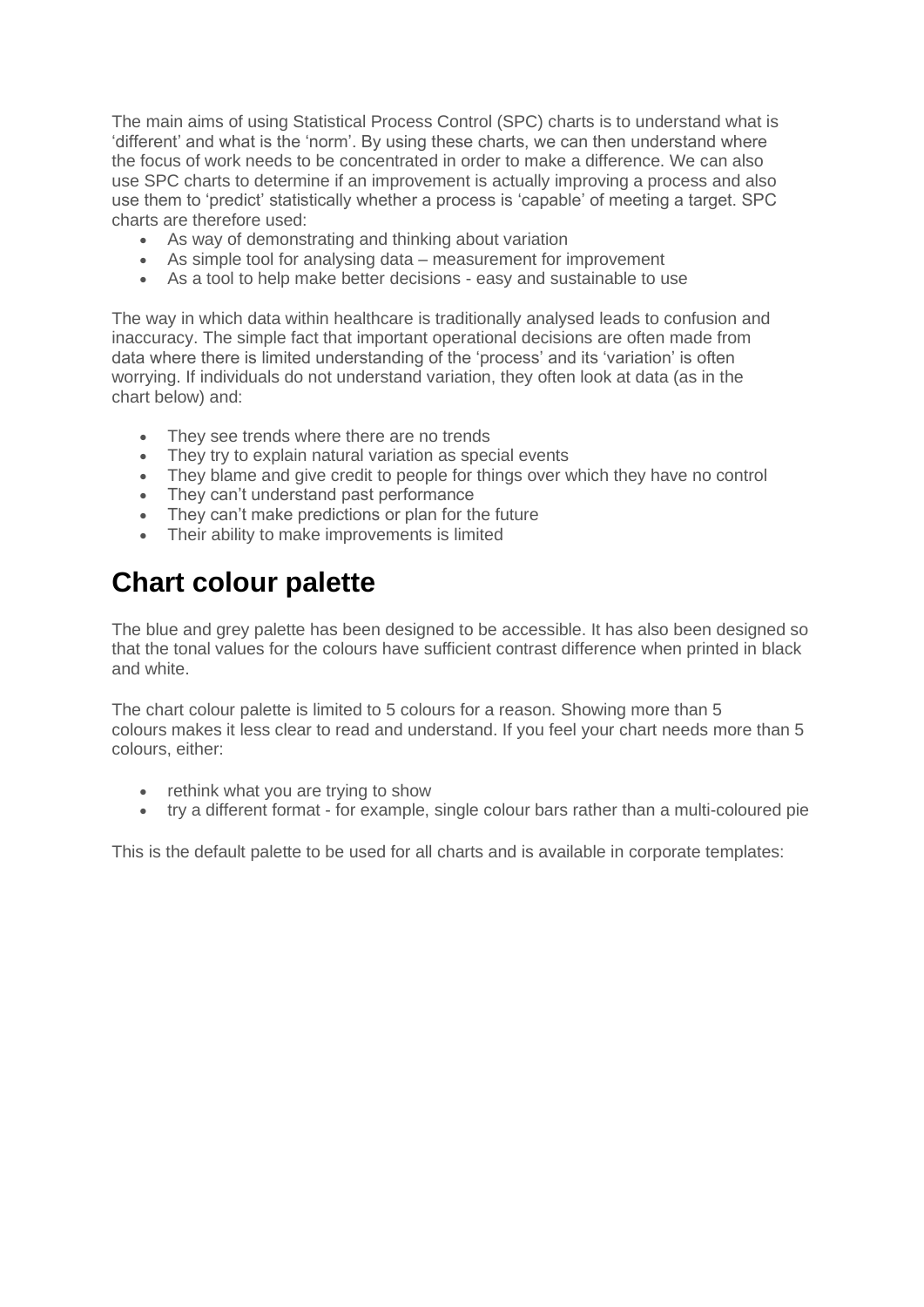The main aims of using Statistical Process Control (SPC) charts is to understand what is 'different' and what is the 'norm'. By using these charts, we can then understand where the focus of work needs to be concentrated in order to make a difference. We can also use SPC charts to determine if an improvement is actually improving a process and also use them to 'predict' statistically whether a process is 'capable' of meeting a target. SPC charts are therefore used:

- As way of demonstrating and thinking about variation
- As simple tool for analysing data – measurement for improvement
- As a tool to help make better decisions - easy and sustainable to use

The way in which data within healthcare is traditionally analysed leads to confusion and inaccuracy. The simple fact that important operational decisions are often made from data where there is limited understanding of the 'process' and its 'variation' is often worrying. If individuals do not understand variation, they often look at data (as in the chart below) and:

- They see trends where there are no trends
- They try to explain natural variation as special events
- They blame and give credit to people for things over which they have no control
- They can't understand past performance
- They can't make predictions or plan for the future
- Their ability to make improvements is limited

## Chart colour palette

The blue and grey palette has been designed to be accessible. It has also been designed so that the tonal values for the colours have sufficient contrast difference when printed in black and white.

The chart colour palette is limited to 5 colours for a reason. Showing more than 5 colours makes it less clear to read and understand. If you feel your chart needs more than 5 colours, either:

- rethink what you are trying to show
- try a different format - for example, single colour bars rather than a multi-coloured pie

This is the default palette to be used for all charts and is available in corporate templates: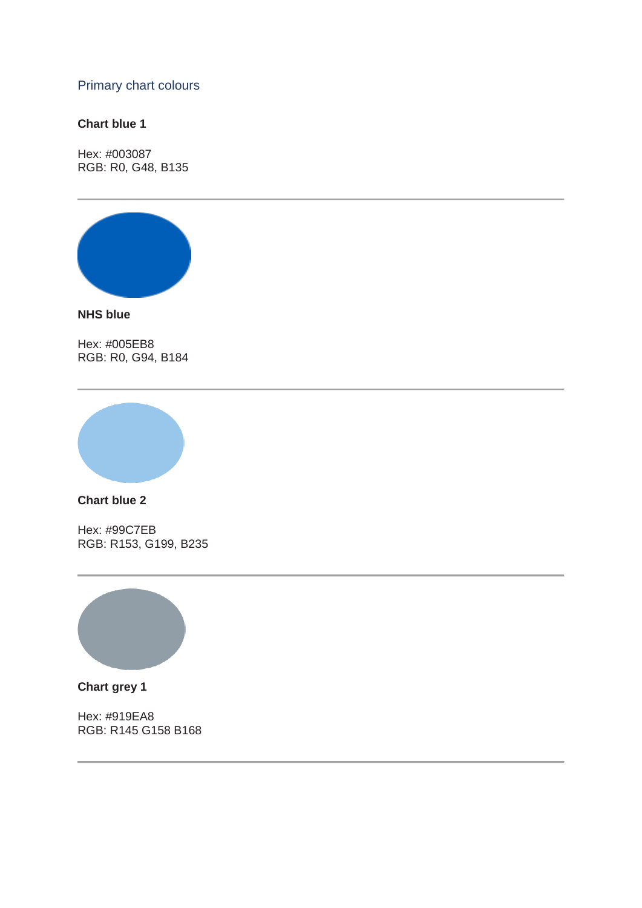## Primary chart colours

**Chart blue 1**

Hex: #003087
RGB: R0, G48, B135

---

**NHS blue**

Hex: #005EB8
RGB: R0, G94, B184

---

**Chart blue 2**

Hex: #99C7EB
RGB: R153, G199, B235

---

**Chart grey 1**

Hex: #919EA8
RGB: R145 G158 B168

---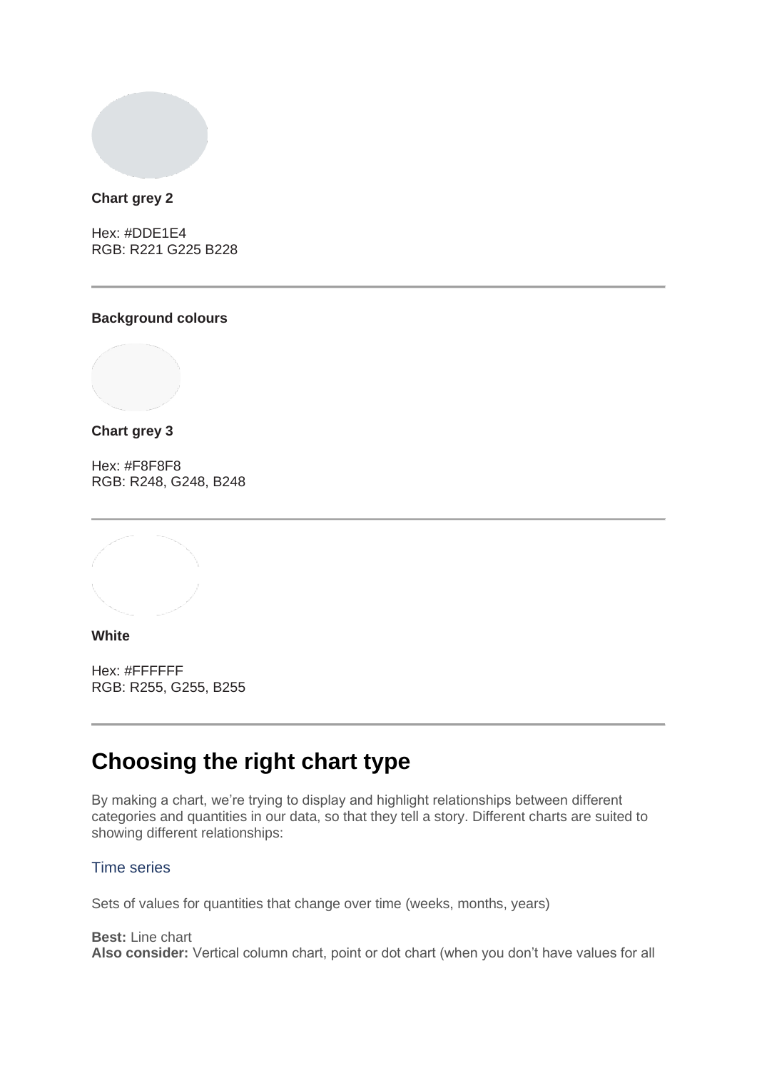**Chart grey 2**

Hex: #DDE1E4
RGB: R221 G225 B228

---

**Background colours**

**Chart grey 3**

Hex: #F8F8F8
RGB: R248, G248, B248

---

**White**

Hex: #FFFFFF
RGB: R255, G255, B255

---

## Choosing the right chart type

By making a chart, we're trying to display and highlight relationships between different categories and quantities in our data, so that they tell a story. Different charts are suited to showing different relationships:

### Time series

Sets of values for quantities that change over time (weeks, months, years)

**Best:** Line chart
**Also consider:** Vertical column chart, point or dot chart (when you don't have values for all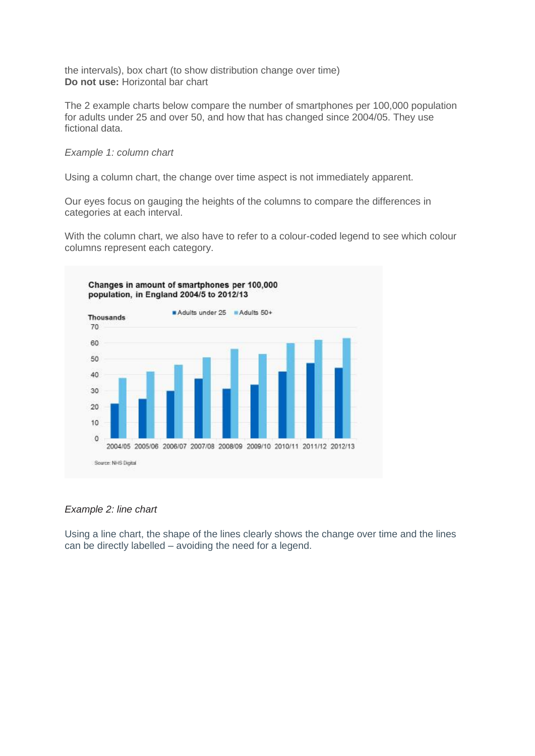the intervals), box chart (to show distribution change over time)
**Do not use:** Horizontal bar chart

The 2 example charts below compare the number of smartphones per 100,000 population for adults under 25 and over 50, and how that has changed since 2004/05. They use fictional data.

*Example 1: column chart*

Using a column chart, the change over time aspect is not immediately apparent.

Our eyes focus on gauging the heights of the columns to compare the differences in categories at each interval.

With the column chart, we also have to refer to a colour-coded legend to see which colour columns represent each category.

**Changes in amount of smartphones per 100,000 population, in England 2004/5 to 2012/13**

Adults under 25
Adults 50+

Thousands

70
60
50
40
30
20
10
0

2004/05 2005/06 2006/07 2007/08 2008/09 2009/10 2010/11 2011/12 2012/13

Source: NHS Digital

*Example 2: line chart*

Using a line chart, the shape of the lines clearly shows the change over time and the lines can be directly labelled – avoiding the need for a legend.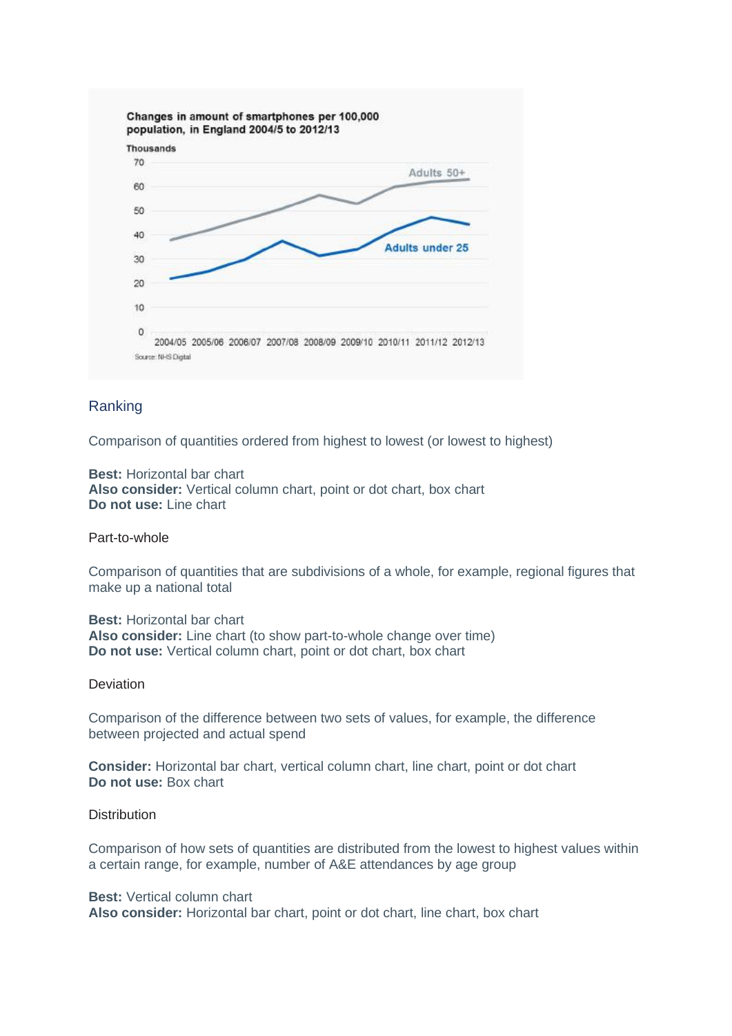Changes in amount of smartphones per 100,000 population, in England 2004/5 to 2012/13

Thousands

70
60
50
40
30
20
10
0

Adults 50+

Adults under 25

2004/05 2005/06 2006/07 2007/08 2008/09 2009/10 2010/11 2011/12 2012/13

Source: NHS Digital

## Ranking

Comparison of quantities ordered from highest to lowest (or lowest to highest)

**Best:** Horizontal bar chart
**Also consider:** Vertical column chart, point or dot chart, box chart
**Do not use:** Line chart

### Part-to-whole

Comparison of quantities that are subdivisions of a whole, for example, regional figures that make up a national total

**Best:** Horizontal bar chart
**Also consider:** Line chart (to show part-to-whole change over time)
**Do not use:** Vertical column chart, point or dot chart, box chart

### Deviation

Comparison of the difference between two sets of values, for example, the difference between projected and actual spend

**Consider:** Horizontal bar chart, vertical column chart, line chart, point or dot chart
**Do not use:** Box chart

### Distribution

Comparison of how sets of quantities are distributed from the lowest to highest values within a certain range, for example, number of A&E attendances by age group

**Best:** Vertical column chart
**Also consider:** Horizontal bar chart, point or dot chart, line chart, box chart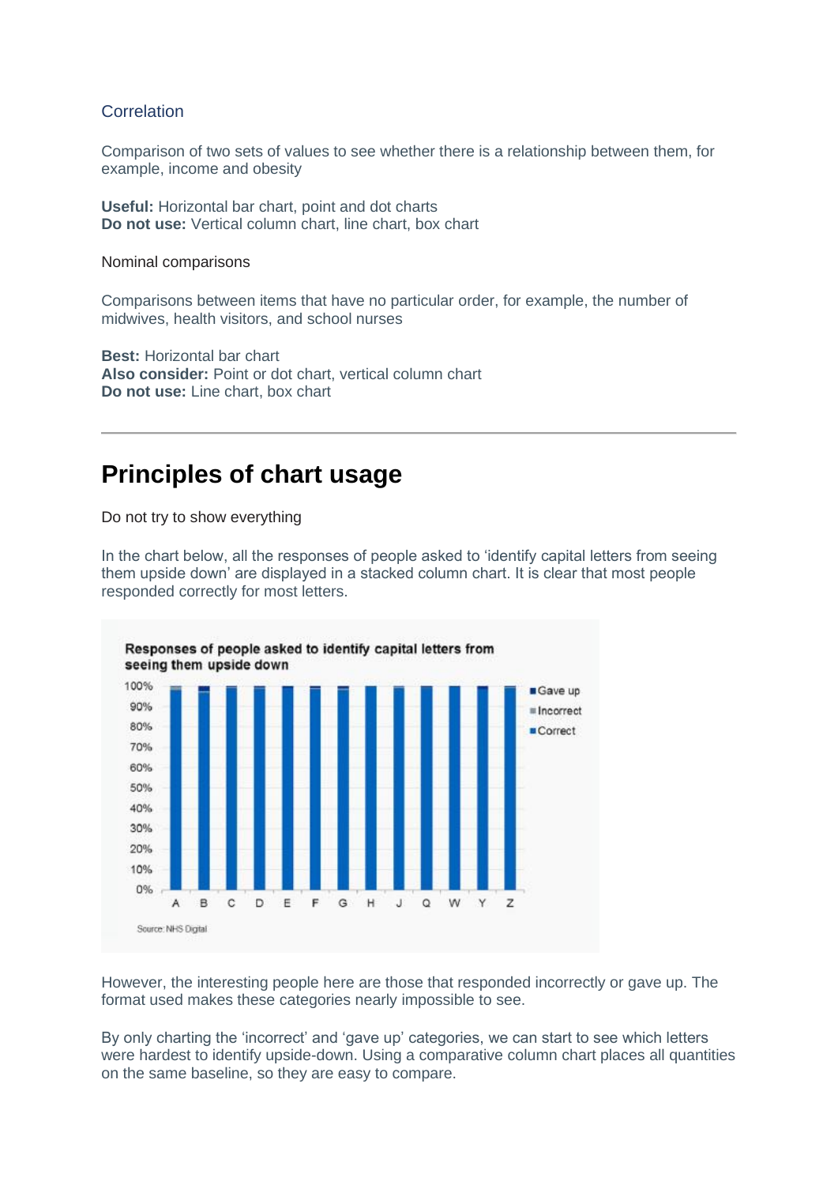Correlation

Comparison of two sets of values to see whether there is a relationship between them, for example, income and obesity

**Useful:** Horizontal bar chart, point and dot charts
**Do not use:** Vertical column chart, line chart, box chart

Nominal comparisons

Comparisons between items that have no particular order, for example, the number of midwives, health visitors, and school nurses

**Best:** Horizontal bar chart
**Also consider:** Point or dot chart, vertical column chart
**Do not use:** Line chart, box chart

---

# Principles of chart usage

Do not try to show everything

In the chart below, all the responses of people asked to 'identify capital letters from seeing them upside down' are displayed in a stacked column chart. It is clear that most people responded correctly for most letters.

**Responses of people asked to identify capital letters from seeing them upside down**

100%
90%
80%
70%
60%
50%
40%
30%
20%
10%
0%

A B C D E F G H J Q W Y Z

Gave up
Incorrect
Correct

Source: NHS Digital

However, the interesting people here are those that responded incorrectly or gave up. The format used makes these categories nearly impossible to see.

By only charting the 'incorrect' and 'gave up' categories, we can start to see which letters were hardest to identify upside-down. Using a comparative column chart places all quantities on the same baseline, so they are easy to compare.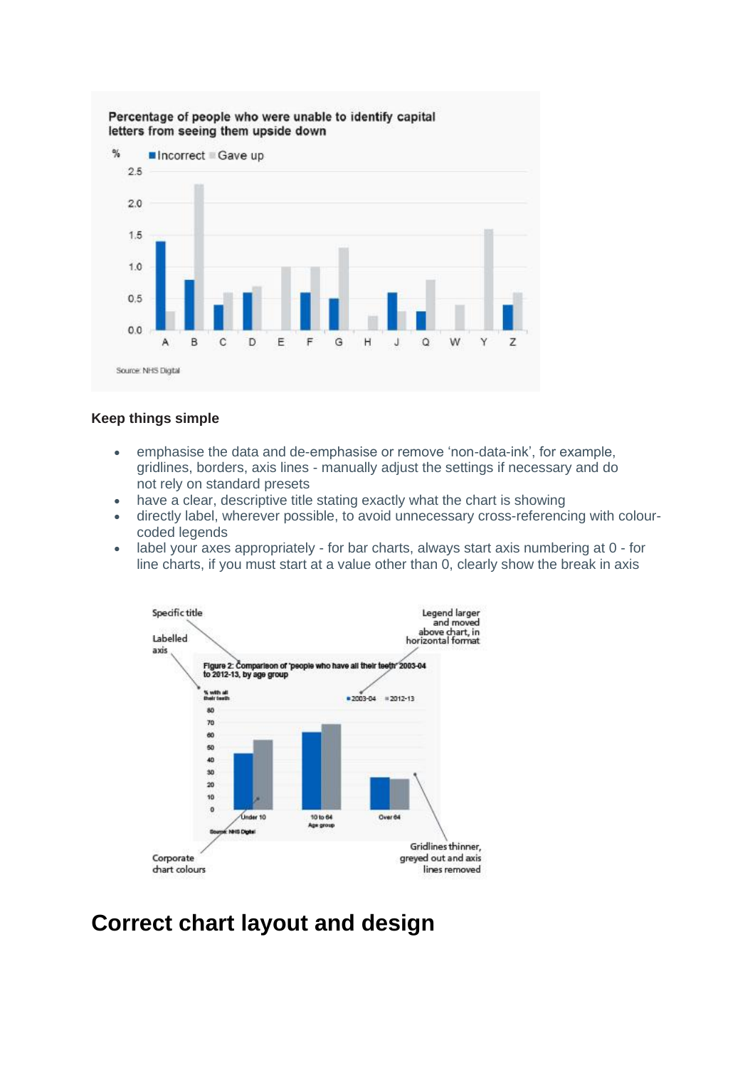Percentage of people who were unable to identify capital letters from seeing them upside down

%

Incorrect Gave up

2.5
2.0
1.5
1.0
0.5
0.0

A B C D E F G H J Q W Y Z

Source: NHS Digital

**Keep things simple**

- emphasise the data and de-emphasise or remove 'non-data-ink', for example, gridlines, borders, axis lines - manually adjust the settings if necessary and do not rely on standard presets
- have a clear, descriptive title stating exactly what the chart is showing
- directly label, wherever possible, to avoid unnecessary cross-referencing with colour-coded legends
- label your axes appropriately - for bar charts, always start axis numbering at 0 - for line charts, if you must start at a value other than 0, clearly show the break in axis

Specific title

Labelled axis

Legend larger and moved above chart, in horizontal format

Figure 2: Comparison of 'people who have all their teeth' 2003-04 to 2012-13, by age group

% with all their teeth

2003-04 2012-13

80
70
60
50
40
30
20
10
0

Under 10 10 to 64 Over 64

Age group

Source: NHS Digital

Corporate chart colours

Gridlines thinner, greyed out and axis lines removed

# Correct chart layout and design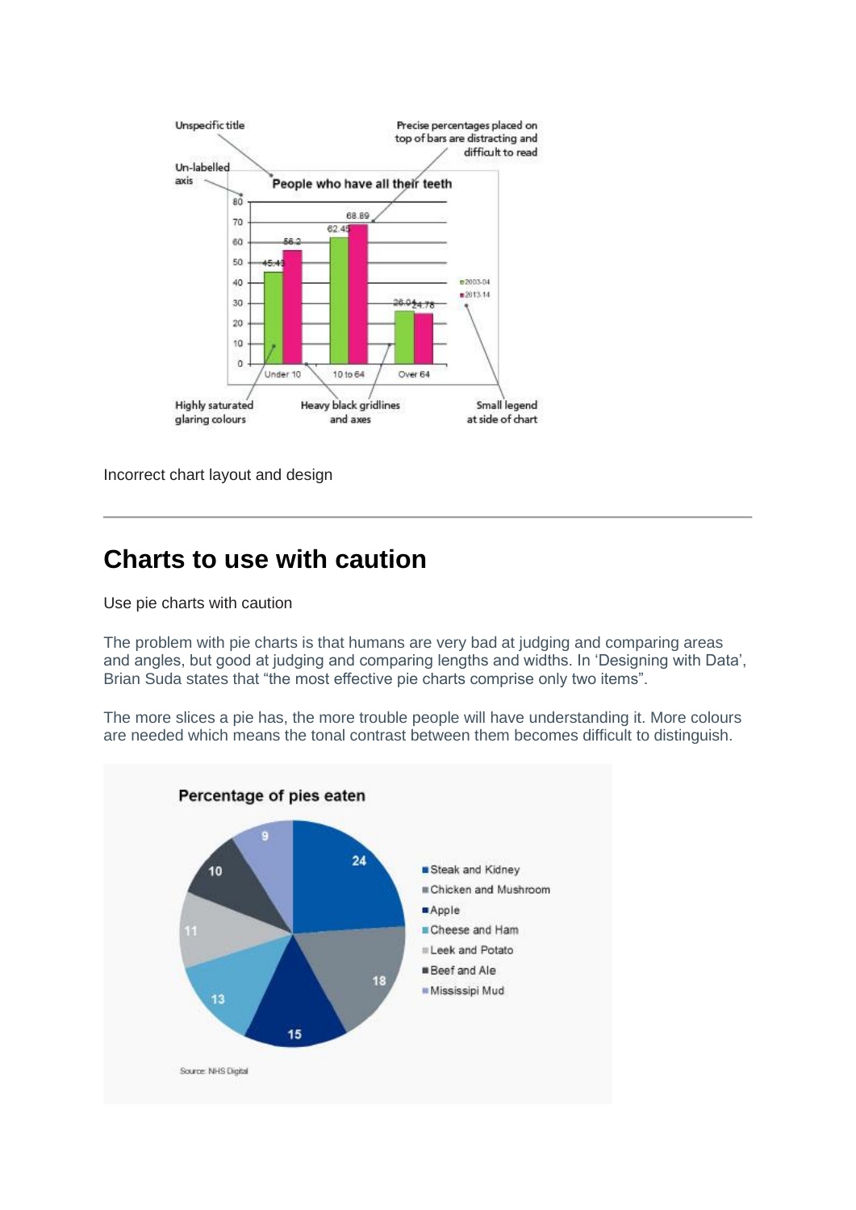Unspecific title

Un-labelled axis

Precise percentages placed on top of bars are distracting and difficult to read

People who have all their teeth

80
70
60
50
40
30
20
10
0

45.43
56.2
62.45
68.89
26.04
24.78

Under 10
10 to 64
Over 64

2003-04
2013-14

Highly saturated glaring colours

Heavy black gridlines and axes

Small legend at side of chart

Incorrect chart layout and design

---

## Charts to use with caution

Use pie charts with caution

The problem with pie charts is that humans are very bad at judging and comparing areas and angles, but good at judging and comparing lengths and widths. In 'Designing with Data', Brian Suda states that "the most effective pie charts comprise only two items".

The more slices a pie has, the more trouble people will have understanding it. More colours are needed which means the tonal contrast between them becomes difficult to distinguish.

Percentage of pies eaten

24
18
15
13
11
10
9

Steak and Kidney
Chicken and Mushroom
Apple
Cheese and Ham
Leek and Potato
Beef and Ale
Missisipi Mud

Source: NHS Digital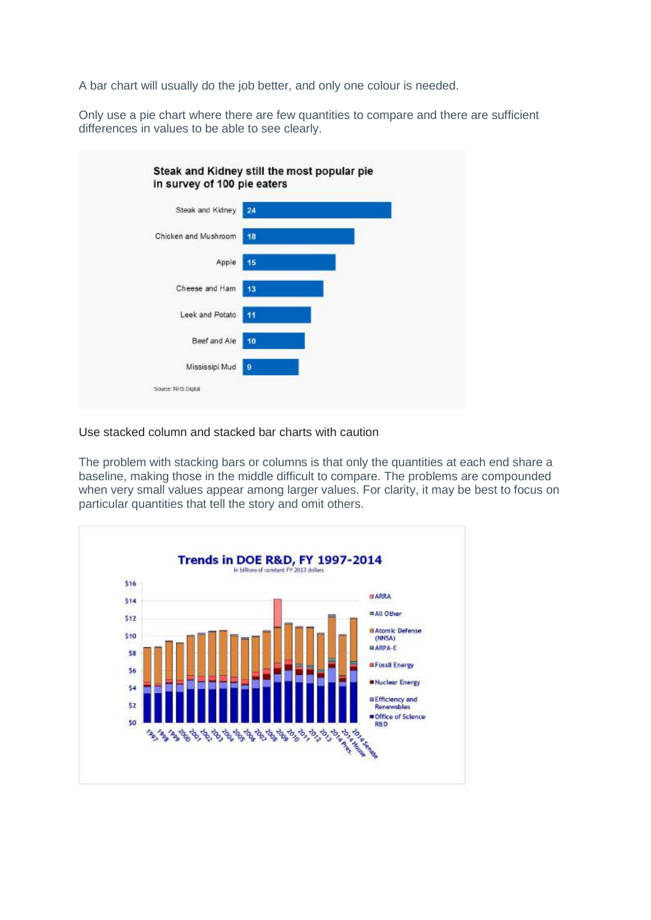A bar chart will usually do the job better, and only one colour is needed.

Only use a pie chart where there are few quantities to compare and there are sufficient differences in values to be able to see clearly.

Steak and Kidney still the most popular pie in survey of 100 pie eaters

Steak and Kidney 24
Chicken and Mushroom 18
Apple 15
Cheese and Ham 13
Leek and Potato 11
Beef and Ale 10
Missisipi Mud 9

Source: NHS Digital

Use stacked column and stacked bar charts with caution

The problem with stacking bars or columns is that only the quantities at each end share a baseline, making those in the middle difficult to compare. The problems are compounded when very small values appear among larger values. For clarity, it may be best to focus on particular quantities that tell the story and omit others.

Trends in DOE R&D, FY 1997-2014
in billions of constant FY 2013 dollars

$16
$14
$12
$10
$8
$6
$4
$2
$0

1997 1998 1999 2000 2001 2002 2003 2004 2005 2006 2007 2008 2009 2010 2011 2012 2013 2014 Pres. 2014 House 2014 Senate

ARRA
All Other
Atomic Defense (NNSA)
ARPA-E
Fossil Energy
Nuclear Energy
Efficiency and Renewables
Office of Science R&D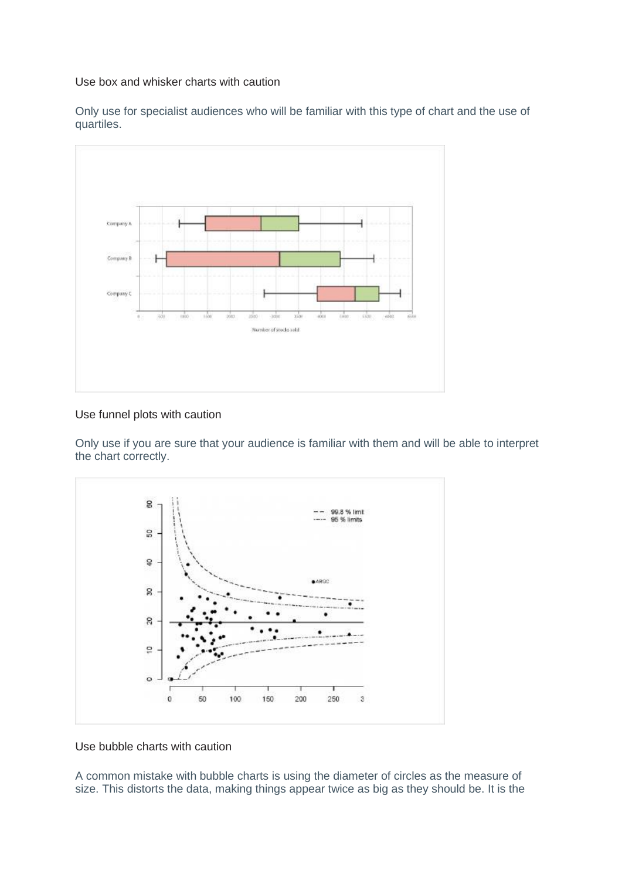Use box and whisker charts with caution

Only use for specialist audiences who will be familiar with this type of chart and the use of quartiles.

Company A
Company B
Company C
Number of stocks sold

Use funnel plots with caution

Only use if you are sure that your audience is familiar with them and will be able to interpret the chart correctly.

99.8 % limit
95 % limits
ARGC
0
10
20
30
40
50
60
0
50
100
150
200
250
3

Use bubble charts with caution

A common mistake with bubble charts is using the diameter of circles as the measure of size. This distorts the data, making things appear twice as big as they should be. It is the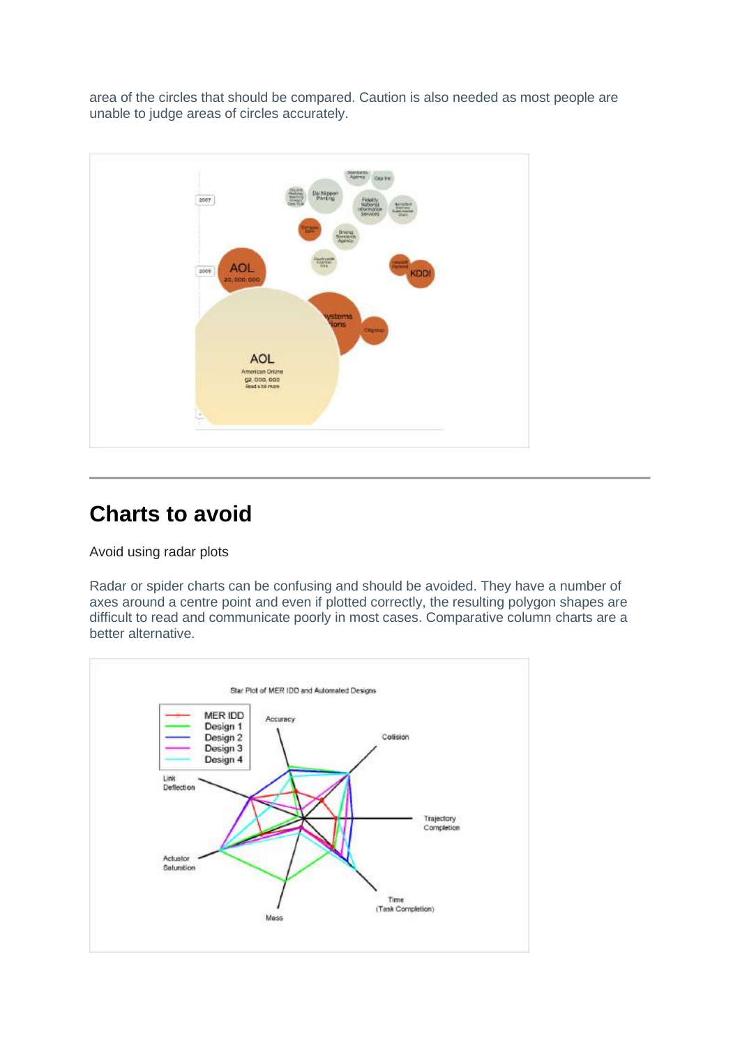area of the circles that should be compared. Caution is also needed as most people are unable to judge areas of circles accurately.

2007
2006
Dai Nippon Printing
Fidelity National Information Services
Gap Inc
KDDI
AOL
20,000,000
ystems
ions
Citigroup
AOL
American Online
92,000,000
Read a bit more

---

## Charts to avoid

Avoid using radar plots

Radar or spider charts can be confusing and should be avoided. They have a number of axes around a centre point and even if plotted correctly, the resulting polygon shapes are difficult to read and communicate poorly in most cases. Comparative column charts are a better alternative.

Star Plot of MER IDD and Automated Designs

MER IDD
Design 1
Design 2
Design 3
Design 4

Accuracy
Collision
Trajectory Completion
Time (Task Completion)
Mass
Actuator Saturation
Link Deflection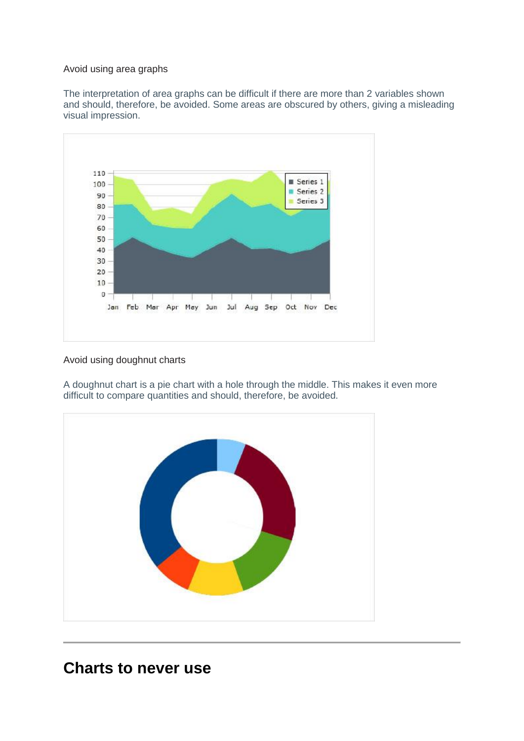Avoid using area graphs

The interpretation of area graphs can be difficult if there are more than 2 variables shown and should, therefore, be avoided. Some areas are obscured by others, giving a misleading visual impression.

110
100
90
80
70
60
50
40
30
20
10
0

Jan Feb Mar Apr May Jun Jul Aug Sep Oct Nov Dec

Series 1
Series 2
Series 3

Avoid using doughnut charts

A doughnut chart is a pie chart with a hole through the middle. This makes it even more difficult to compare quantities and should, therefore, be avoided.

## Charts to never use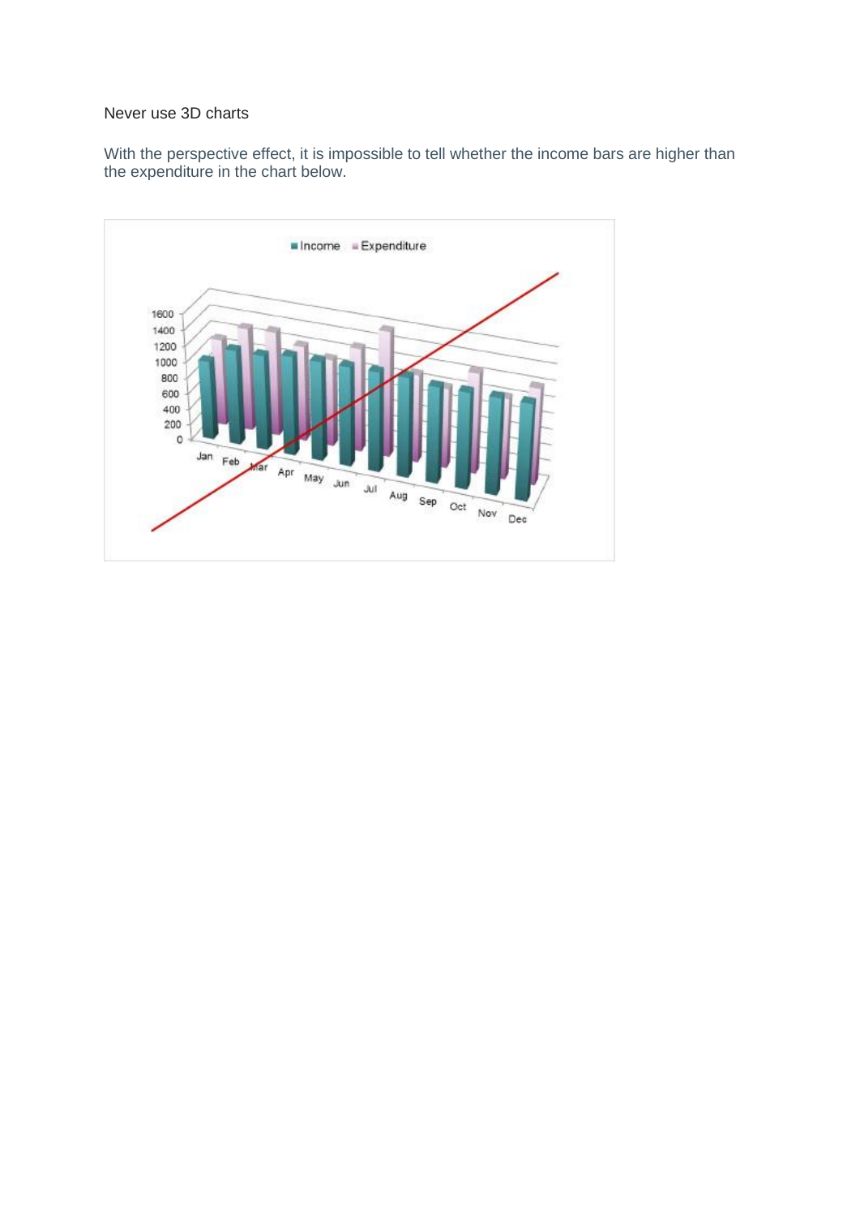Never use 3D charts

With the perspective effect, it is impossible to tell whether the income bars are higher than the expenditure in the chart below.

Income
Expenditure

1600
1400
1200
1000
800
600
400
200
0

Jan
Feb
Mar
Apr
May
Jun
Jul
Aug
Sep
Oct
Nov
Dec